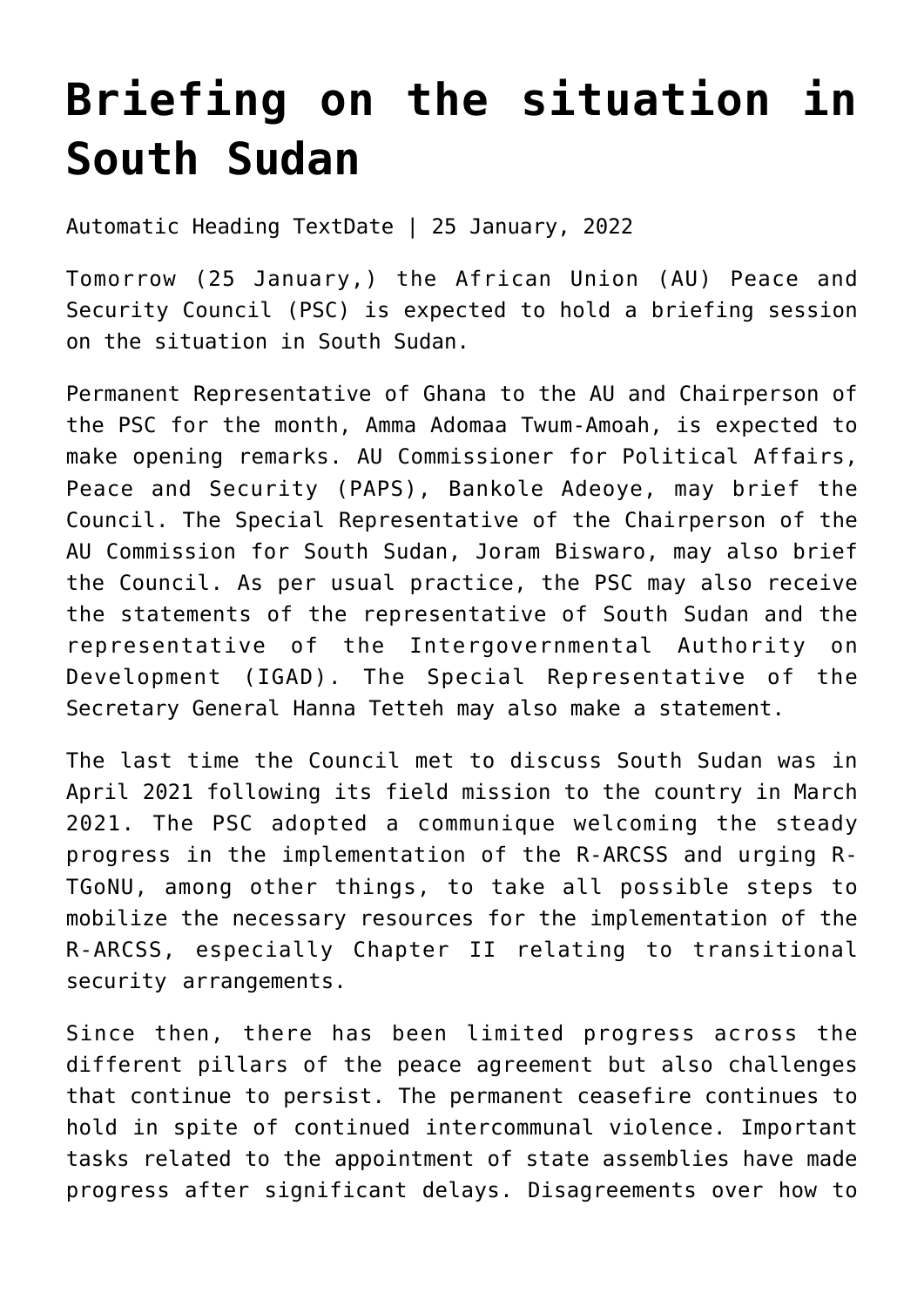# Briefing on the situation in South Sudan

Automatic Heading TextDate | 25 January, 2022

Tomorrow (25 January,) the African Union (AU) Peace and Security Council (PSC) is expected to hold a briefing session on the situation in South Sudan.

Permanent Representative of Ghana to the AU and Chairperson of the PSC for the month, Amma Adomaa Twum-Amoah, is expected to make opening remarks. AU Commissioner for Political Affairs, Peace and Security (PAPS), Bankole Adeoye, may brief the Council. The Special Representative of the Chairperson of the AU Commission for South Sudan, Joram Biswaro, may also brief the Council. As per usual practice, the PSC may also receive the statements of the representative of South Sudan and the representative of the Intergovernmental Authority on Development (IGAD). The Special Representative of the Secretary General Hanna Tetteh may also make a statement.

The last time the Council met to discuss South Sudan was in April 2021 following its field mission to the country in March 2021. The PSC adopted a communique welcoming the steady progress in the implementation of the R-ARCSS and urging R-TGoNU, among other things, to take all possible steps to mobilize the necessary resources for the implementation of the R-ARCSS, especially Chapter II relating to transitional security arrangements.

Since then, there has been limited progress across the different pillars of the peace agreement but also challenges that continue to persist. The permanent ceasefire continues to hold in spite of continued intercommunal violence. Important tasks related to the appointment of state assemblies have made progress after significant delays. Disagreements over how to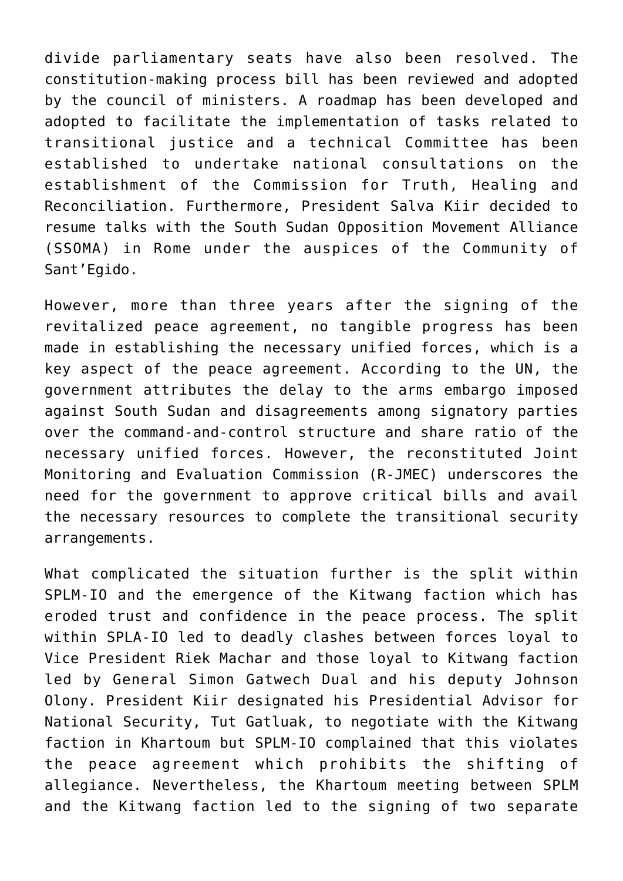divide parliamentary seats have also been resolved. The constitution-making process bill has been reviewed and adopted by the council of ministers. A roadmap has been developed and adopted to facilitate the implementation of tasks related to transitional justice and a technical Committee has been established to undertake national consultations on the establishment of the Commission for Truth, Healing and Reconciliation. Furthermore, President Salva Kiir decided to resume talks with the South Sudan Opposition Movement Alliance (SSOMA) in Rome under the auspices of the Community of Sant'Egido.

However, more than three years after the signing of the revitalized peace agreement, no tangible progress has been made in establishing the necessary unified forces, which is a key aspect of the peace agreement. According to the UN, the government attributes the delay to the arms embargo imposed against South Sudan and disagreements among signatory parties over the command-and-control structure and share ratio of the necessary unified forces. However, the reconstituted Joint Monitoring and Evaluation Commission (R-JMEC) underscores the need for the government to approve critical bills and avail the necessary resources to complete the transitional security arrangements.

What complicated the situation further is the split within SPLM-IO and the emergence of the Kitwang faction which has eroded trust and confidence in the peace process. The split within SPLA-IO led to deadly clashes between forces loyal to Vice President Riek Machar and those loyal to Kitwang faction led by General Simon Gatwech Dual and his deputy Johnson Olony. President Kiir designated his Presidential Advisor for National Security, Tut Gatluak, to negotiate with the Kitwang faction in Khartoum but SPLM-IO complained that this violates the peace agreement which prohibits the shifting of allegiance. Nevertheless, the Khartoum meeting between SPLM and the Kitwang faction led to the signing of two separate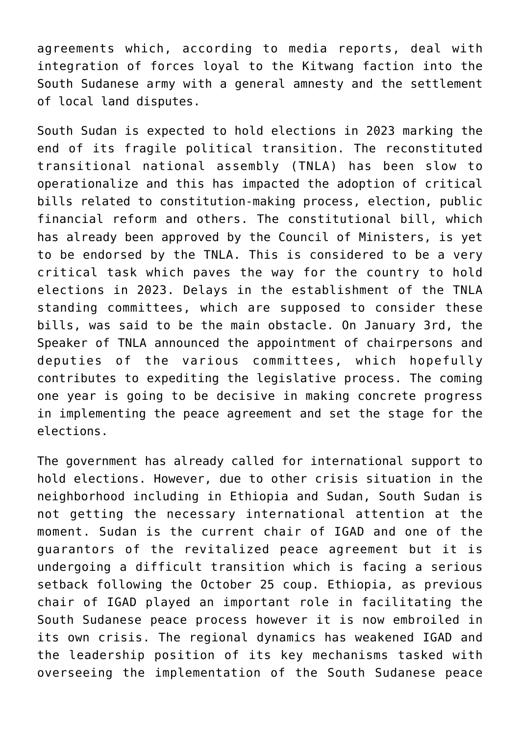agreements which, according to media reports, deal with integration of forces loyal to the Kitwang faction into the South Sudanese army with a general amnesty and the settlement of local land disputes.

South Sudan is expected to hold elections in 2023 marking the end of its fragile political transition. The reconstituted transitional national assembly (TNLA) has been slow to operationalize and this has impacted the adoption of critical bills related to constitution-making process, election, public financial reform and others. The constitutional bill, which has already been approved by the Council of Ministers, is yet to be endorsed by the TNLA. This is considered to be a very critical task which paves the way for the country to hold elections in 2023. Delays in the establishment of the TNLA standing committees, which are supposed to consider these bills, was said to be the main obstacle. On January 3rd, the Speaker of TNLA announced the appointment of chairpersons and deputies of the various committees, which hopefully contributes to expediting the legislative process. The coming one year is going to be decisive in making concrete progress in implementing the peace agreement and set the stage for the elections.

The government has already called for international support to hold elections. However, due to other crisis situation in the neighborhood including in Ethiopia and Sudan, South Sudan is not getting the necessary international attention at the moment. Sudan is the current chair of IGAD and one of the guarantors of the revitalized peace agreement but it is undergoing a difficult transition which is facing a serious setback following the October 25 coup. Ethiopia, as previous chair of IGAD played an important role in facilitating the South Sudanese peace process however it is now embroiled in its own crisis. The regional dynamics has weakened IGAD and the leadership position of its key mechanisms tasked with overseeing the implementation of the South Sudanese peace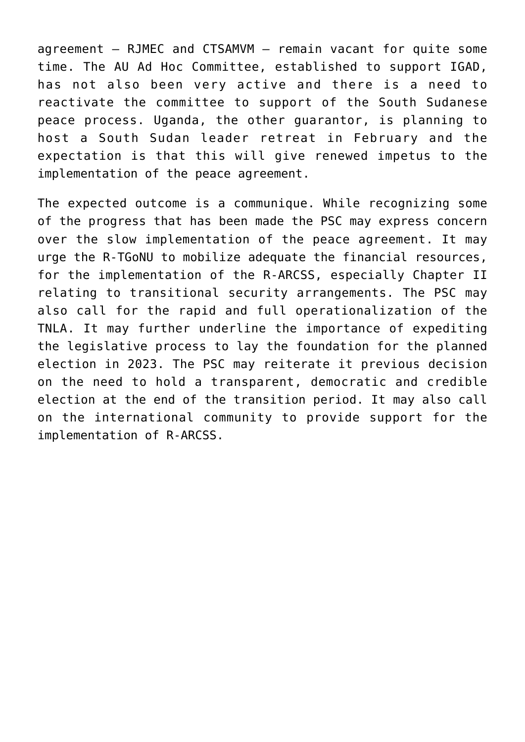agreement – RJMEC and CTSAMVM – remain vacant for quite some time. The AU Ad Hoc Committee, established to support IGAD, has not also been very active and there is a need to reactivate the committee to support of the South Sudanese peace process. Uganda, the other guarantor, is planning to host a South Sudan leader retreat in February and the expectation is that this will give renewed impetus to the implementation of the peace agreement.

The expected outcome is a communique. While recognizing some of the progress that has been made the PSC may express concern over the slow implementation of the peace agreement. It may urge the R-TGoNU to mobilize adequate the financial resources, for the implementation of the R-ARCSS, especially Chapter II relating to transitional security arrangements. The PSC may also call for the rapid and full operationalization of the TNLA. It may further underline the importance of expediting the legislative process to lay the foundation for the planned election in 2023. The PSC may reiterate it previous decision on the need to hold a transparent, democratic and credible election at the end of the transition period. It may also call on the international community to provide support for the implementation of R-ARCSS.